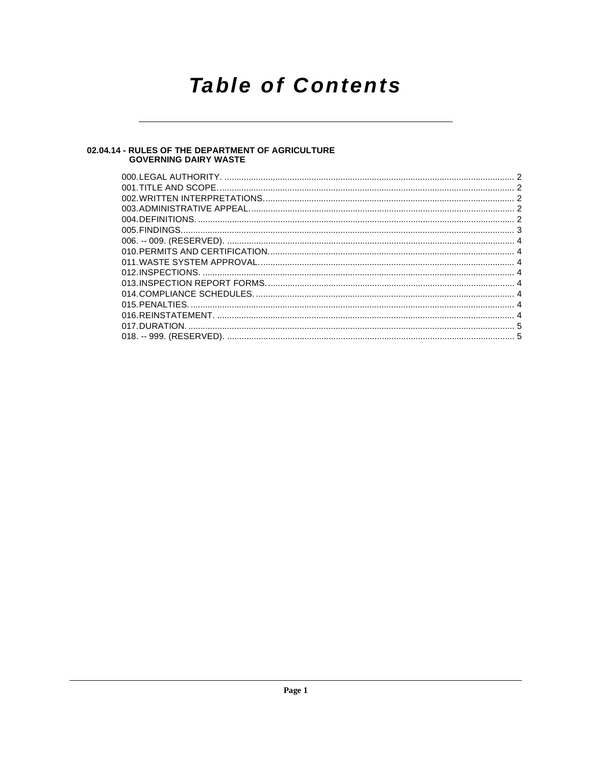# Table of Contents

## 02.04.14 - RULES OF THE DEPARTMENT OF AGRICULTURE GOVERNING DAIRY WASTE

000.LEGAL AUTHORITY. ........................................................ 2
001.TITLE AND SCOPE. ........................................................ 2
002.WRITTEN INTERPRETATIONS. ........................................................ 2
003.ADMINISTRATIVE APPEAL. ........................................................ 2
004.DEFINITIONS. ........................................................ 2
005.FINDINGS. ........................................................ 3
006. -- 009. (RESERVED). ........................................................ 4
010.PERMITS AND CERTIFICATION. ........................................................ 4
011.WASTE SYSTEM APPROVAL. ........................................................ 4
012.INSPECTIONS. ........................................................ 4
013.INSPECTION REPORT FORMS. ........................................................ 4
014.COMPLIANCE SCHEDULES. ........................................................ 4
015.PENALTIES. ........................................................ 4
016.REINSTATEMENT. ........................................................ 4
017.DURATION. ........................................................ 5
018. -- 999. (RESERVED). ........................................................ 5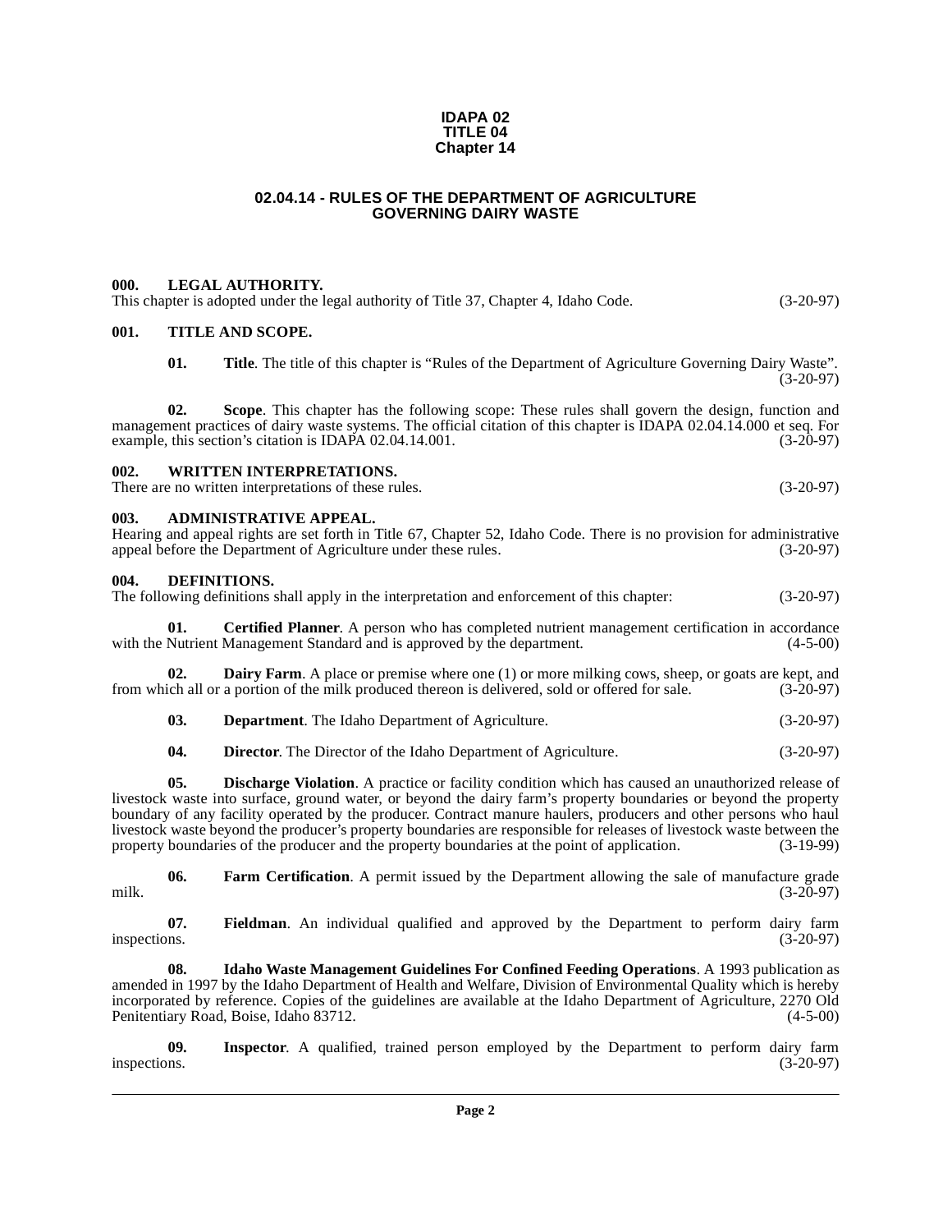**IDAPA 02**
**TITLE 04**
**Chapter 14**

# 02.04.14 - RULES OF THE DEPARTMENT OF AGRICULTURE GOVERNING DAIRY WASTE

## 000. LEGAL AUTHORITY.

This chapter is adopted under the legal authority of Title 37, Chapter 4, Idaho Code. (3-20-97)

## 001. TITLE AND SCOPE.

**01. Title**. The title of this chapter is "Rules of the Department of Agriculture Governing Dairy Waste". (3-20-97)

**02. Scope**. This chapter has the following scope: These rules shall govern the design, function and management practices of dairy waste systems. The official citation of this chapter is IDAPA 02.04.14.000 et seq. For example, this section's citation is IDAPA 02.04.14.001. (3-20-97)

## 002. WRITTEN INTERPRETATIONS.

There are no written interpretations of these rules. (3-20-97)

## 003. ADMINISTRATIVE APPEAL.

Hearing and appeal rights are set forth in Title 67, Chapter 52, Idaho Code. There is no provision for administrative appeal before the Department of Agriculture under these rules. (3-20-97)

## 004. DEFINITIONS.

The following definitions shall apply in the interpretation and enforcement of this chapter: (3-20-97)

**01. Certified Planner**. A person who has completed nutrient management certification in accordance with the Nutrient Management Standard and is approved by the department. (4-5-00)

**02. Dairy Farm**. A place or premise where one (1) or more milking cows, sheep, or goats are kept, and from which all or a portion of the milk produced thereon is delivered, sold or offered for sale. (3-20-97)

**03. Department**. The Idaho Department of Agriculture. (3-20-97)

**04. Director**. The Director of the Idaho Department of Agriculture. (3-20-97)

**05. Discharge Violation**. A practice or facility condition which has caused an unauthorized release of livestock waste into surface, ground water, or beyond the dairy farm's property boundaries or beyond the property boundary of any facility operated by the producer. Contract manure haulers, producers and other persons who haul livestock waste beyond the producer's property boundaries are responsible for releases of livestock waste between the property boundaries of the producer and the property boundaries at the point of application. (3-19-99)

**06. Farm Certification**. A permit issued by the Department allowing the sale of manufacture grade milk. (3-20-97)

**07. Fieldman**. An individual qualified and approved by the Department to perform dairy farm inspections. (3-20-97)

**08. Idaho Waste Management Guidelines For Confined Feeding Operations**. A 1993 publication as amended in 1997 by the Idaho Department of Health and Welfare, Division of Environmental Quality which is hereby incorporated by reference. Copies of the guidelines are available at the Idaho Department of Agriculture, 2270 Old Penitentiary Road, Boise, Idaho 83712. (4-5-00)

**09. Inspector**. A qualified, trained person employed by the Department to perform dairy farm inspections. (3-20-97)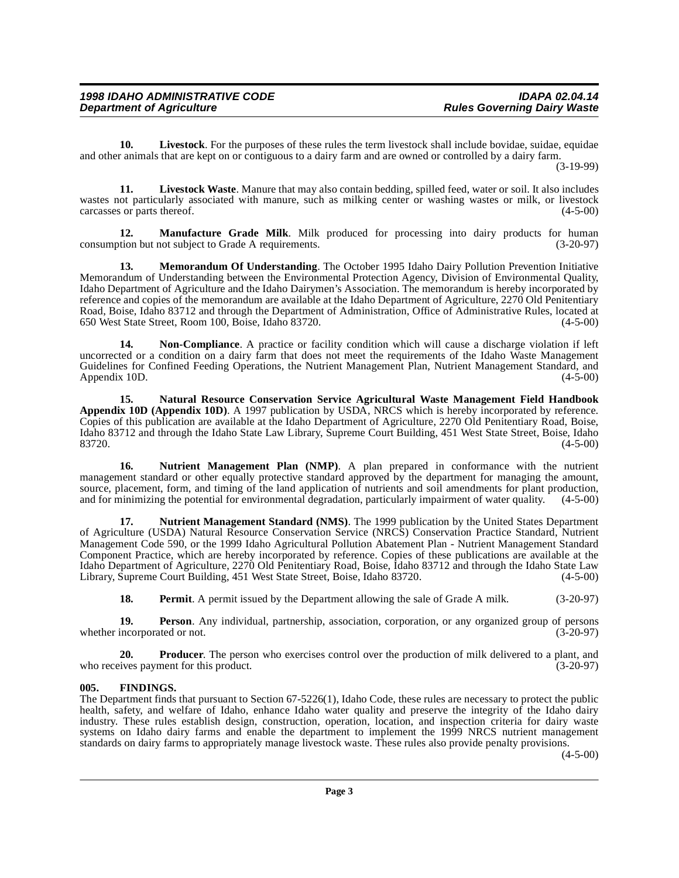**10. Livestock**. For the purposes of these rules the term livestock shall include bovidae, suidae, equidae and other animals that are kept on or contiguous to a dairy farm and are owned or controlled by a dairy farm. (3-19-99)

**11. Livestock Waste**. Manure that may also contain bedding, spilled feed, water or soil. It also includes wastes not particularly associated with manure, such as milking center or washing wastes or milk, or livestock carcasses or parts thereof. (4-5-00)

**12. Manufacture Grade Milk**. Milk produced for processing into dairy products for human consumption but not subject to Grade A requirements. (3-20-97)

**13. Memorandum Of Understanding**. The October 1995 Idaho Dairy Pollution Prevention Initiative Memorandum of Understanding between the Environmental Protection Agency, Division of Environmental Quality, Idaho Department of Agriculture and the Idaho Dairymen's Association. The memorandum is hereby incorporated by reference and copies of the memorandum are available at the Idaho Department of Agriculture, 2270 Old Penitentiary Road, Boise, Idaho 83712 and through the Department of Administration, Office of Administrative Rules, located at 650 West State Street, Room 100, Boise, Idaho 83720. (4-5-00)

**14. Non-Compliance**. A practice or facility condition which will cause a discharge violation if left uncorrected or a condition on a dairy farm that does not meet the requirements of the Idaho Waste Management Guidelines for Confined Feeding Operations, the Nutrient Management Plan, Nutrient Management Standard, and Appendix 10D. (4-5-00)

**15. Natural Resource Conservation Service Agricultural Waste Management Field Handbook Appendix 10D (Appendix 10D)**. A 1997 publication by USDA, NRCS which is hereby incorporated by reference. Copies of this publication are available at the Idaho Department of Agriculture, 2270 Old Penitentiary Road, Boise, Idaho 83712 and through the Idaho State Law Library, Supreme Court Building, 451 West State Street, Boise, Idaho 83720. (4-5-00)

**16. Nutrient Management Plan (NMP)**. A plan prepared in conformance with the nutrient management standard or other equally protective standard approved by the department for managing the amount, source, placement, form, and timing of the land application of nutrients and soil amendments for plant production, and for minimizing the potential for environmental degradation, particularly impairment of water quality. (4-5-00)

**17. Nutrient Management Standard (NMS)**. The 1999 publication by the United States Department of Agriculture (USDA) Natural Resource Conservation Service (NRCS) Conservation Practice Standard, Nutrient Management Code 590, or the 1999 Idaho Agricultural Pollution Abatement Plan - Nutrient Management Standard Component Practice, which are hereby incorporated by reference. Copies of these publications are available at the Idaho Department of Agriculture, 2270 Old Penitentiary Road, Boise, Idaho 83712 and through the Idaho State Law Library, Supreme Court Building, 451 West State Street, Boise, Idaho 83720. (4-5-00)

**18. Permit**. A permit issued by the Department allowing the sale of Grade A milk. (3-20-97)

**19. Person**. Any individual, partnership, association, corporation, or any organized group of persons whether incorporated or not. (3-20-97)

**20. Producer**. The person who exercises control over the production of milk delivered to a plant, and who receives payment for this product. (3-20-97)

### 005. FINDINGS.

The Department finds that pursuant to Section 67-5226(1), Idaho Code, these rules are necessary to protect the public health, safety, and welfare of Idaho, enhance Idaho water quality and preserve the integrity of the Idaho dairy industry. These rules establish design, construction, operation, location, and inspection criteria for dairy waste systems on Idaho dairy farms and enable the department to implement the 1999 NRCS nutrient management standards on dairy farms to appropriately manage livestock waste. These rules also provide penalty provisions. (4-5-00)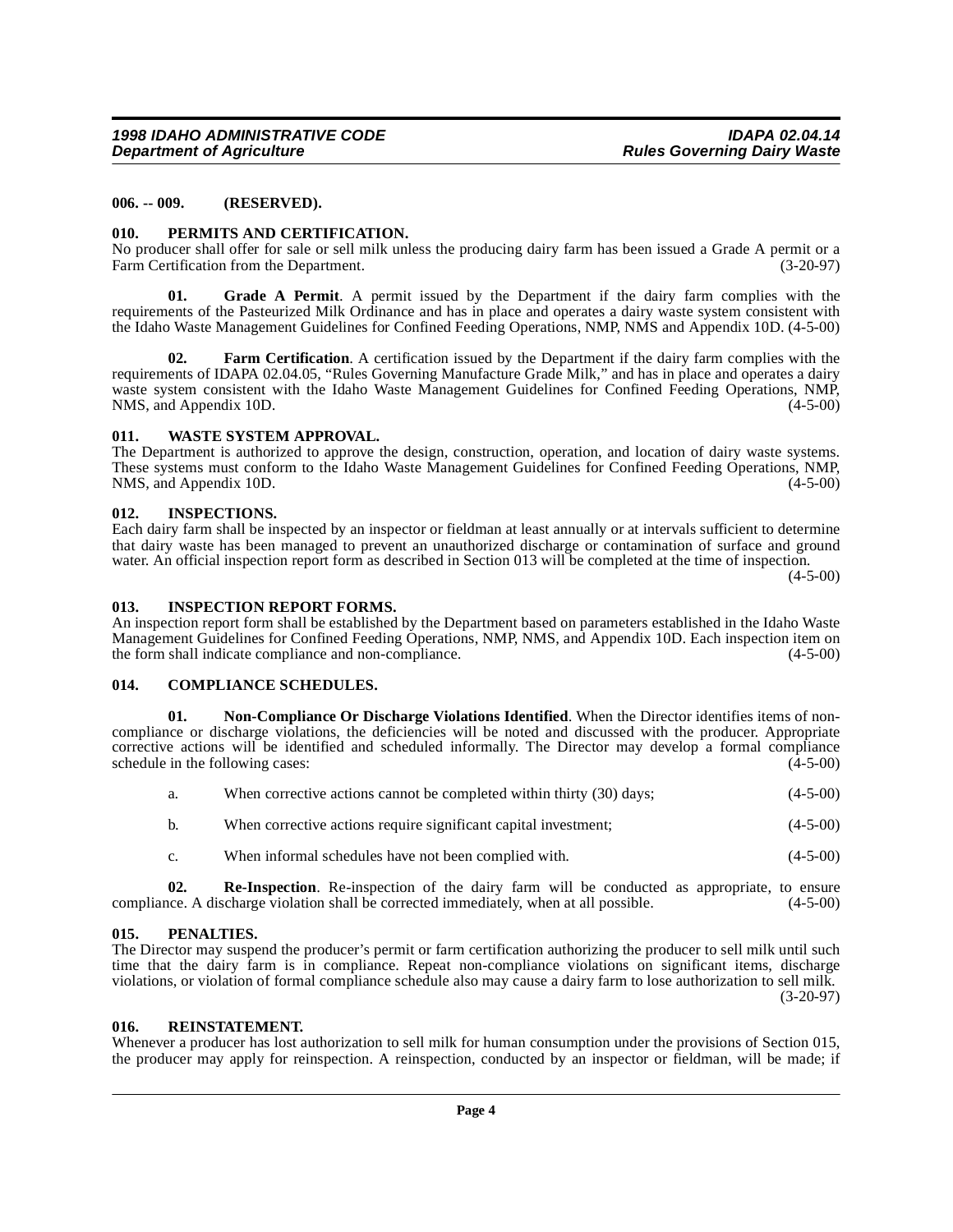### 006. -- 009. (RESERVED).

### 010. PERMITS AND CERTIFICATION.

No producer shall offer for sale or sell milk unless the producing dairy farm has been issued a Grade A permit or a Farm Certification from the Department. (3-20-97)

**01. Grade A Permit**. A permit issued by the Department if the dairy farm complies with the requirements of the Pasteurized Milk Ordinance and has in place and operates a dairy waste system consistent with the Idaho Waste Management Guidelines for Confined Feeding Operations, NMP, NMS and Appendix 10D. (4-5-00)

**02. Farm Certification**. A certification issued by the Department if the dairy farm complies with the requirements of IDAPA 02.04.05, "Rules Governing Manufacture Grade Milk," and has in place and operates a dairy waste system consistent with the Idaho Waste Management Guidelines for Confined Feeding Operations, NMP, NMS, and Appendix 10D. (4-5-00)

### 011. WASTE SYSTEM APPROVAL.

The Department is authorized to approve the design, construction, operation, and location of dairy waste systems. These systems must conform to the Idaho Waste Management Guidelines for Confined Feeding Operations, NMP, NMS, and Appendix 10D. (4-5-00)

### 012. INSPECTIONS.

Each dairy farm shall be inspected by an inspector or fieldman at least annually or at intervals sufficient to determine that dairy waste has been managed to prevent an unauthorized discharge or contamination of surface and ground water. An official inspection report form as described in Section 013 will be completed at the time of inspection. (4-5-00)

### 013. INSPECTION REPORT FORMS.

An inspection report form shall be established by the Department based on parameters established in the Idaho Waste Management Guidelines for Confined Feeding Operations, NMP, NMS, and Appendix 10D. Each inspection item on the form shall indicate compliance and non-compliance. (4-5-00)

### 014. COMPLIANCE SCHEDULES.

**01. Non-Compliance Or Discharge Violations Identified**. When the Director identifies items of non-compliance or discharge violations, the deficiencies will be noted and discussed with the producer. Appropriate corrective actions will be identified and scheduled informally. The Director may develop a formal compliance schedule in the following cases: (4-5-00)

a. When corrective actions cannot be completed within thirty (30) days; (4-5-00)

b. When corrective actions require significant capital investment; (4-5-00)

c. When informal schedules have not been complied with. (4-5-00)

**02. Re-Inspection**. Re-inspection of the dairy farm will be conducted as appropriate, to ensure compliance. A discharge violation shall be corrected immediately, when at all possible. (4-5-00)

### 015. PENALTIES.

The Director may suspend the producer's permit or farm certification authorizing the producer to sell milk until such time that the dairy farm is in compliance. Repeat non-compliance violations on significant items, discharge violations, or violation of formal compliance schedule also may cause a dairy farm to lose authorization to sell milk. (3-20-97)

### 016. REINSTATEMENT.

Whenever a producer has lost authorization to sell milk for human consumption under the provisions of Section 015, the producer may apply for reinspection. A reinspection, conducted by an inspector or fieldman, will be made; if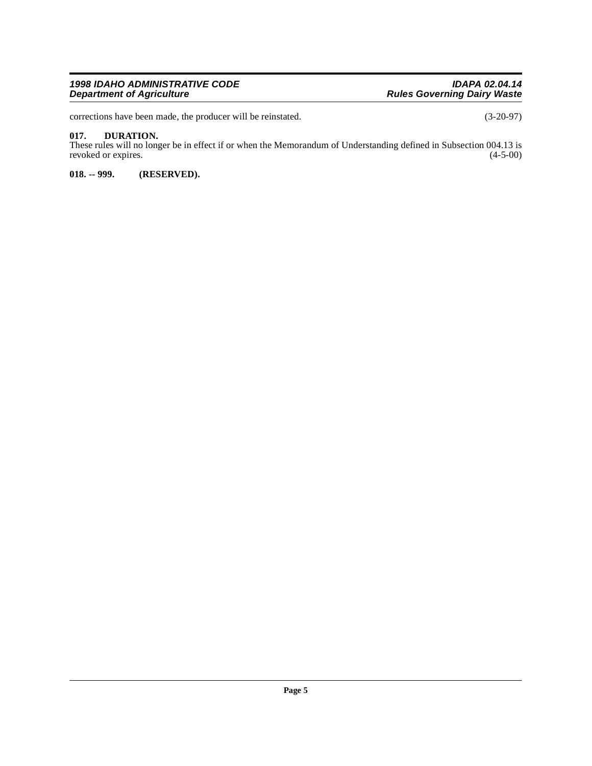corrections have been made, the producer will be reinstated. (3-20-97)

**017. DURATION.**

These rules will no longer be in effect if or when the Memorandum of Understanding defined in Subsection 004.13 is revoked or expires. (4-5-00)

**018. -- 999. (RESERVED).**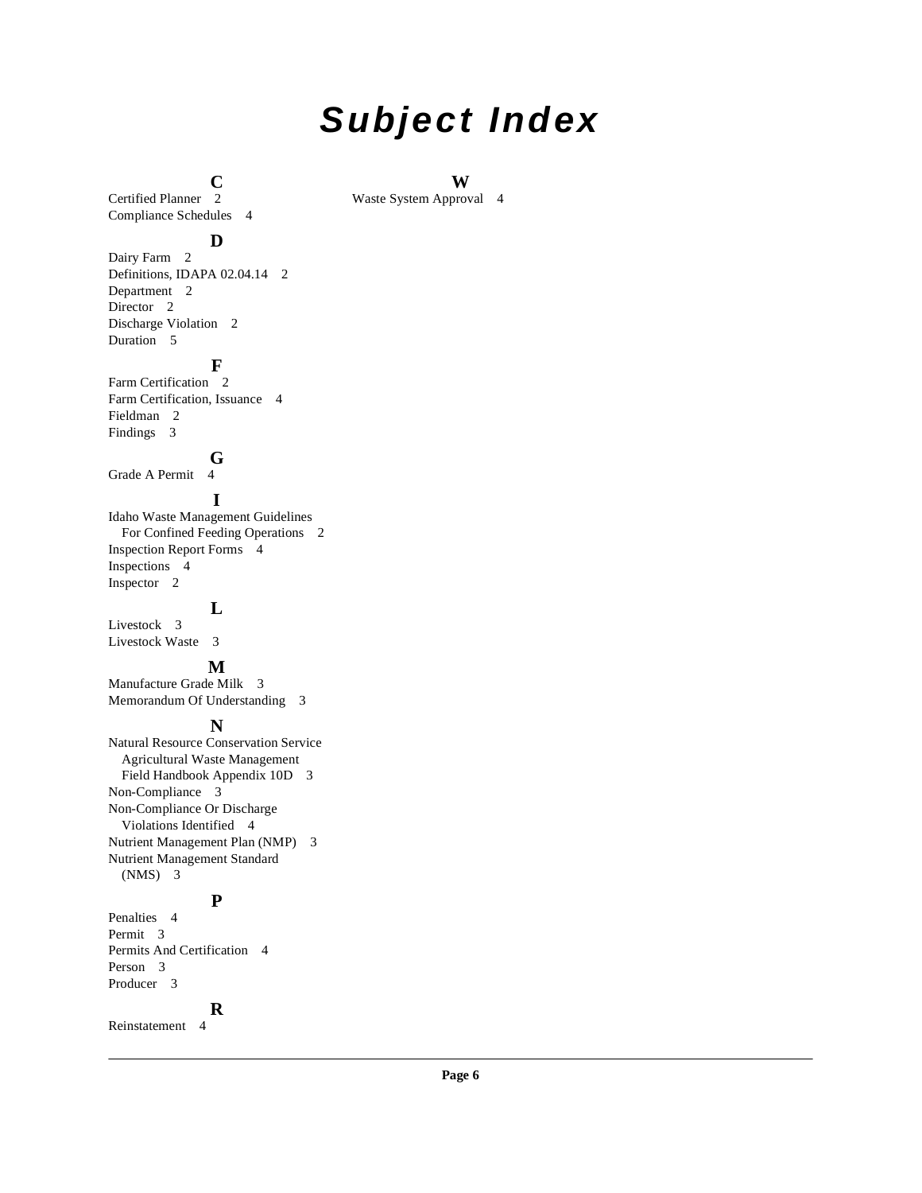# *Subject Index*

**C**

Certified Planner 2
Compliance Schedules 4

**D**

Dairy Farm 2
Definitions, IDAPA 02.04.14 2
Department 2
Director 2
Discharge Violation 2
Duration 5

**F**

Farm Certification 2
Farm Certification, Issuance 4
Fieldman 2
Findings 3

**G**

Grade A Permit 4

**I**

Idaho Waste Management Guidelines For Confined Feeding Operations 2
Inspection Report Forms 4
Inspections 4
Inspector 2

**L**

Livestock 3
Livestock Waste 3

**M**

Manufacture Grade Milk 3
Memorandum Of Understanding 3

**N**

Natural Resource Conservation Service Agricultural Waste Management Field Handbook Appendix 10D 3
Non-Compliance 3
Non-Compliance Or Discharge Violations Identified 4
Nutrient Management Plan (NMP) 3
Nutrient Management Standard (NMS) 3

**P**

Penalties 4
Permit 3
Permits And Certification 4
Person 3
Producer 3

**R**

Reinstatement 4

**W**

Waste System Approval 4